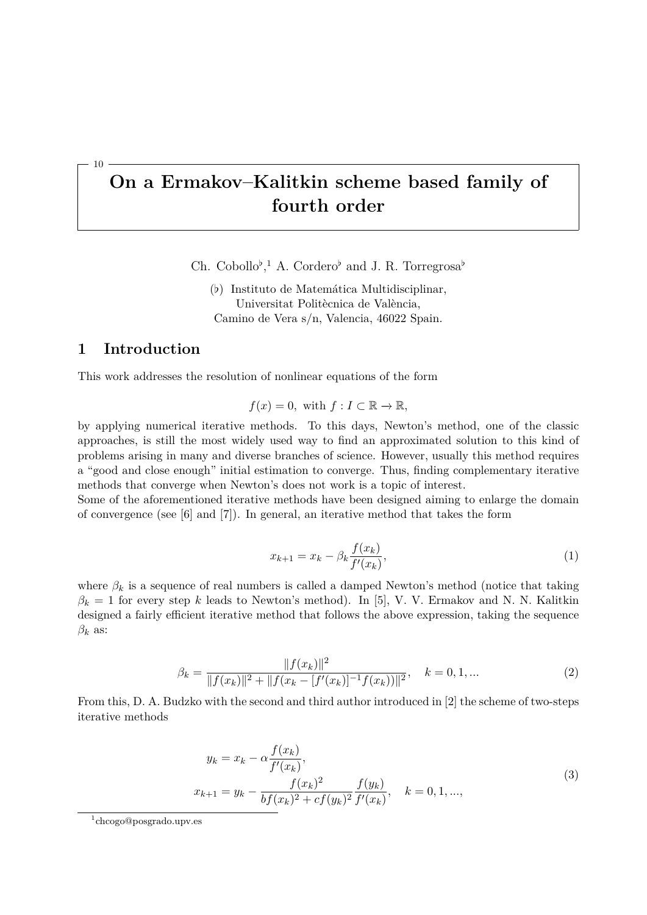# On a Ermakov–Kalitkin scheme based family of fourth order

Ch. Cobollo[♭,1] A. Cordero[♭] and J. R. Torregrosa[♭]

(♭) Instituto de Matemática Multidisciplinar,
Universitat Politècnica de València,
Camino de Vera s/n, Valencia, 46022 Spain.

## 1 Introduction

This work addresses the resolution of nonlinear equations of the form

$$f(x) = 0, \text{ with } f : I \subset \mathbb{R} \to \mathbb{R},$$

by applying numerical iterative methods. To this days, Newton's method, one of the classic approaches, is still the most widely used way to find an approximated solution to this kind of problems arising in many and diverse branches of science. However, usually this method requires a "good and close enough" initial estimation to converge. Thus, finding complementary iterative methods that converge when Newton's does not work is a topic of interest.
Some of the aforementioned iterative methods have been designed aiming to enlarge the domain of convergence (see [6] and [7]). In general, an iterative method that takes the form

$$x_{k+1} = x_k - \beta_k \frac{f(x_k)}{f'(x_k)}, \tag{1}$$

where $\beta_k$ is a sequence of real numbers is called a damped Newton's method (notice that taking $\beta_k = 1$ for every step $k$ leads to Newton's method). In [5], V. V. Ermakov and N. N. Kalitkin designed a fairly efficient iterative method that follows the above expression, taking the sequence $\beta_k$ as:

$$\beta_k = \frac{\|f(x_k)\|^2}{\|f(x_k)\|^2 + \|f(x_k - [f'(x_k)]^{-1} f(x_k))\|^2}, \quad k = 0, 1, ... \tag{2}$$

From this, D. A. Budzko with the second and third author introduced in [2] the scheme of two-steps iterative methods

$$\begin{aligned} y_k &= x_k - \alpha \frac{f(x_k)}{f'(x_k)}, \\ x_{k+1} &= y_k - \frac{f(x_k)^2}{bf(x_k)^2 + cf(y_k)^2} \frac{f(y_k)}{f'(x_k)}, \quad k = 0, 1, ..., \end{aligned} \tag{3}$$

[1] chcogo@posgrado.upv.es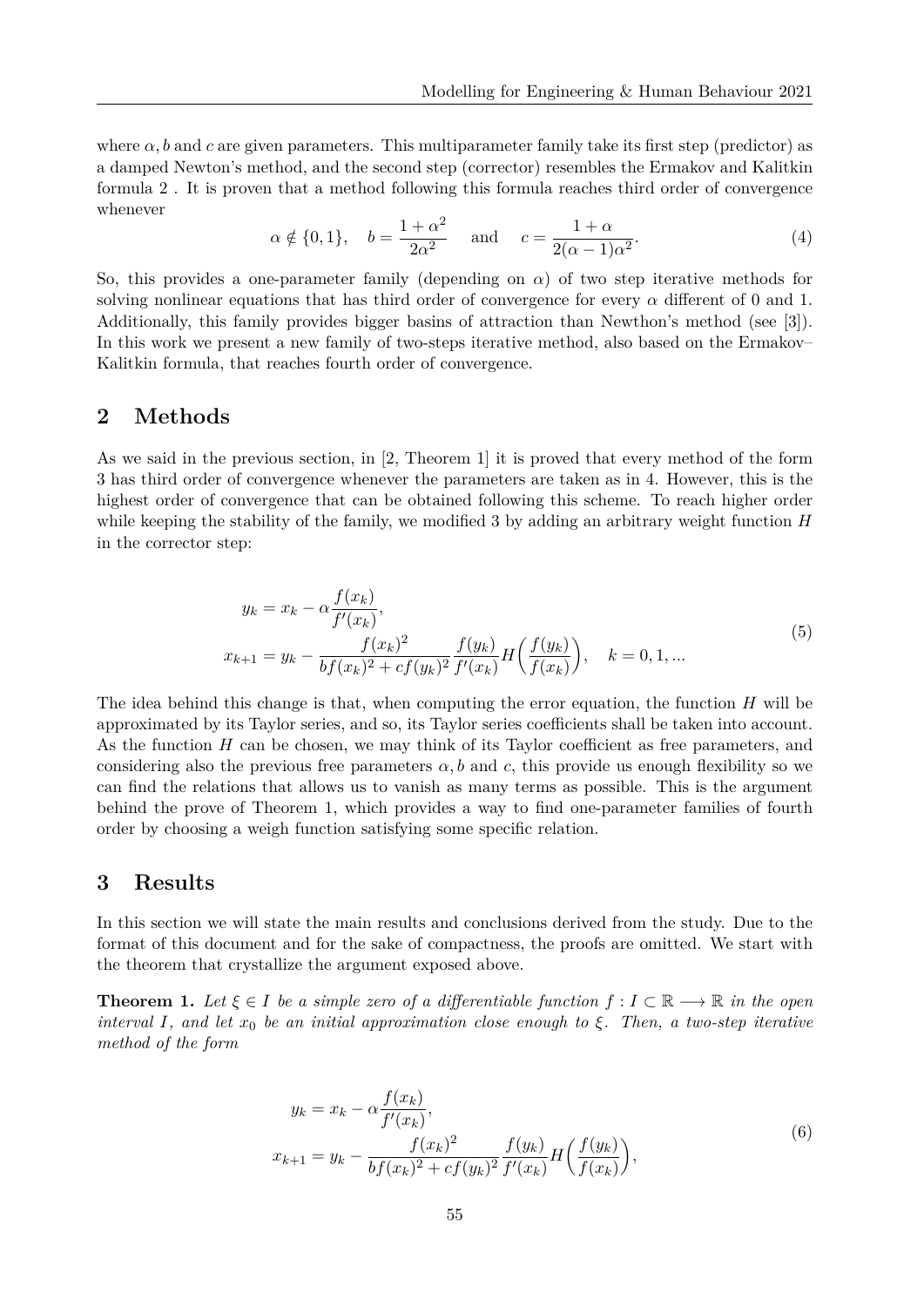where $\alpha, b$ and $c$ are given parameters. This multiparameter family take its first step (predictor) as a damped Newton's method, and the second step (corrector) resembles the Ermakov and Kalitkin formula 2 . It is proven that a method following this formula reaches third order of convergence whenever

$$\alpha \notin \{0, 1\}, \quad b = \frac{1+\alpha^2}{2\alpha^2} \quad \text{and} \quad c = \frac{1+\alpha}{2(\alpha-1)\alpha^2}. \tag{4}$$

So, this provides a one-parameter family (depending on $\alpha$) of two step iterative methods for solving nonlinear equations that has third order of convergence for every $\alpha$ different of 0 and 1. Additionally, this family provides bigger basins of attraction than Newthon's method (see [3]). In this work we present a new family of two-steps iterative method, also based on the Ermakov–Kalitkin formula, that reaches fourth order of convergence.

## 2 Methods

As we said in the previous section, in [2, Theorem 1] it is proved that every method of the form 3 has third order of convergence whenever the parameters are taken as in 4. However, this is the highest order of convergence that can be obtained following this scheme. To reach higher order while keeping the stability of the family, we modified 3 by adding an arbitrary weight function $H$ in the corrector step:

$$\begin{aligned} y_k &= x_k - \alpha \frac{f(x_k)}{f'(x_k)}, \\ x_{k+1} &= y_k - \frac{f(x_k)^2}{bf(x_k)^2 + cf(y_k)^2} \frac{f(y_k)}{f'(x_k)} H\Big(\frac{f(y_k)}{f(x_k)}\Big), \quad k = 0, 1, ... \end{aligned} \tag{5}$$

The idea behind this change is that, when computing the error equation, the function $H$ will be approximated by its Taylor series, and so, its Taylor series coefficients shall be taken into account. As the function $H$ can be chosen, we may think of its Taylor coefficient as free parameters, and considering also the previous free parameters $\alpha, b$ and $c$, this provide us enough flexibility so we can find the relations that allows us to vanish as many terms as possible. This is the argument behind the prove of Theorem 1, which provides a way to find one-parameter families of fourth order by choosing a weigh function satisfying some specific relation.

## 3 Results

In this section we will state the main results and conclusions derived from the study. Due to the format of this document and for the sake of compactness, the proofs are omitted. We start with the theorem that crystallize the argument exposed above.

**Theorem 1.** *Let $\xi \in I$ be a simple zero of a differentiable function $f : I \subset \mathbb{R} \longrightarrow \mathbb{R}$ in the open interval $I$, and let $x_0$ be an initial approximation close enough to $\xi$. Then, a two-step iterative method of the form*

$$\begin{aligned} y_k &= x_k - \alpha \frac{f(x_k)}{f'(x_k)}, \\ x_{k+1} &= y_k - \frac{f(x_k)^2}{bf(x_k)^2 + cf(y_k)^2} \frac{f(y_k)}{f'(x_k)} H\Big(\frac{f(y_k)}{f(x_k)}\Big), \end{aligned} \tag{6}$$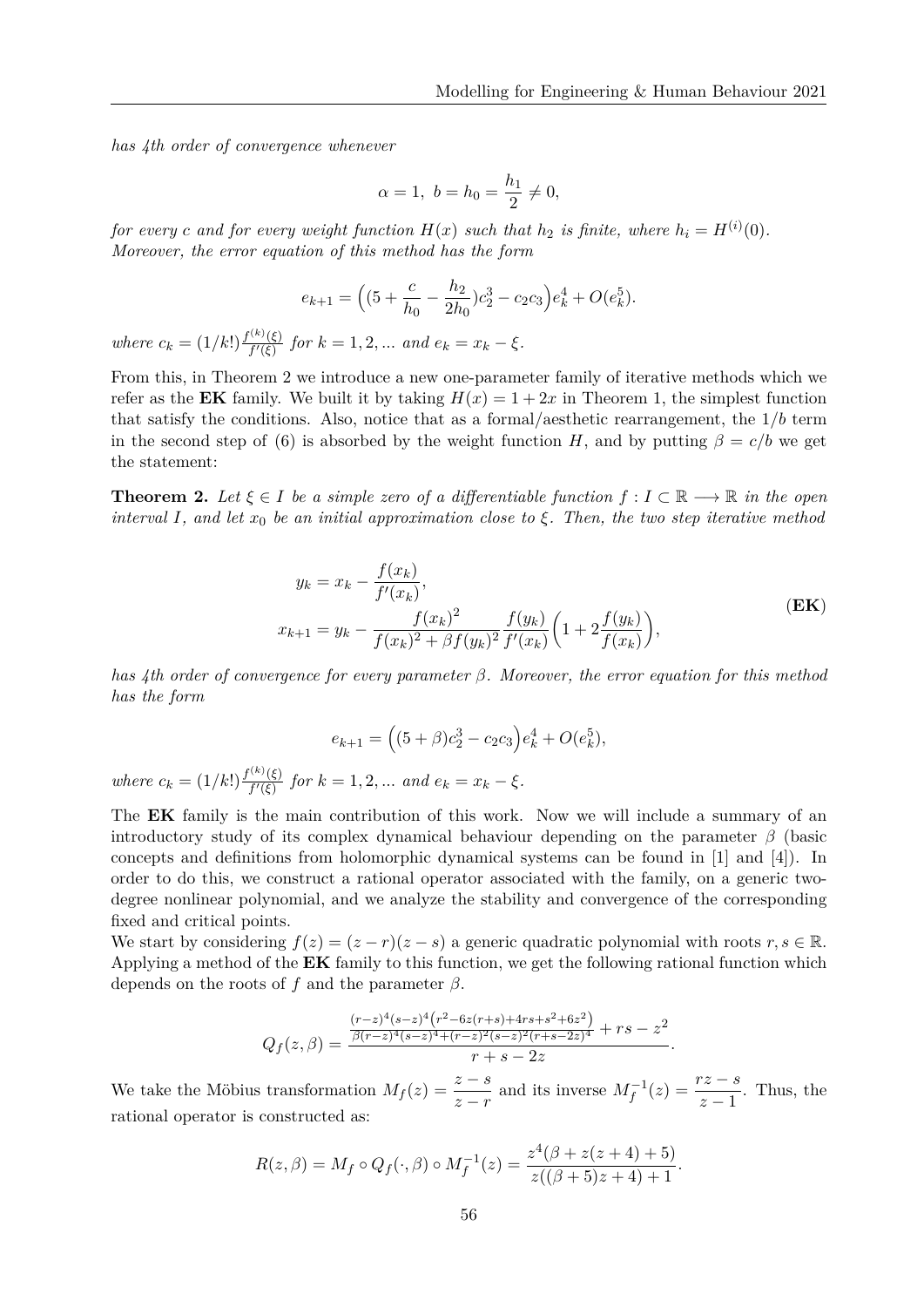*has 4th order of convergence whenever*

$$\alpha = 1,\ b = h_0 = \frac{h_1}{2} \neq 0,$$

*for every $c$ and for every weight function $H(x)$ such that $h_2$ is finite, where $h_i = H^{(i)}(0)$. Moreover, the error equation of this method has the form*

$$e_{k+1} = \Big((5 + \frac{c}{h_0} - \frac{h_2}{2h_0})c_2^3 - c_2 c_3\Big)e_k^4 + O(e_k^5).$$

*where $c_k = (1/k!)\frac{f^{(k)}(\xi)}{f'(\xi)}$ for $k = 1, 2, ...$ and $e_k = x_k - \xi$.*

From this, in Theorem 2 we introduce a new one-parameter family of iterative methods which we refer as the **EK** family. We built it by taking $H(x) = 1 + 2x$ in Theorem 1, the simplest function that satisfy the conditions. Also, notice that as a formal/aesthetic rearrangement, the $1/b$ term in the second step of (6) is absorbed by the weight function $H$, and by putting $\beta = c/b$ we get the statement:

**Theorem 2.** *Let $\xi \in I$ be a simple zero of a differentiable function $f : I \subset \mathbb{R} \longrightarrow \mathbb{R}$ in the open interval $I$, and let $x_0$ be an initial approximation close to $\xi$. Then, the two step iterative method*

$$\begin{aligned} y_k &= x_k - \frac{f(x_k)}{f'(x_k)}, \\ x_{k+1} &= y_k - \frac{f(x_k)^2}{f(x_k)^2 + \beta f(y_k)^2}\frac{f(y_k)}{f'(x_k)}\Big(1 + 2\frac{f(y_k)}{f(x_k)}\Big), \end{aligned} \tag{EK}$$

*has 4th order of convergence for every parameter $\beta$. Moreover, the error equation for this method has the form*

$$e_{k+1} = \Big((5 + \beta)c_2^3 - c_2 c_3\Big)e_k^4 + O(e_k^5),$$

*where $c_k = (1/k!)\frac{f^{(k)}(\xi)}{f'(\xi)}$ for $k = 1, 2, ...$ and $e_k = x_k - \xi$.*

The **EK** family is the main contribution of this work. Now we will include a summary of an introductory study of its complex dynamical behaviour depending on the parameter $\beta$ (basic concepts and definitions from holomorphic dynamical systems can be found in [1] and [4]). In order to do this, we construct a rational operator associated with the family, on a generic two-degree nonlinear polynomial, and we analyze the stability and convergence of the corresponding fixed and critical points.

We start by considering $f(z) = (z - r)(z - s)$ a generic quadratic polynomial with roots $r, s \in \mathbb{R}$. Applying a method of the **EK** family to this function, we get the following rational function which depends on the roots of $f$ and the parameter $\beta$.

$$Q_f(z, \beta) = \frac{\frac{(r-z)^4(s-z)^4\left(r^2 - 6z(r+s) + 4rs + s^2 + 6z^2\right)}{\beta(r-z)^4(s-z)^4 + (r-z)^2(s-z)^2(r+s-2z)^4} + rs - z^2}{r + s - 2z}.$$

We take the Möbius transformation $M_f(z) = \dfrac{z - s}{z - r}$ and its inverse $M_f^{-1}(z) = \dfrac{rz - s}{z - 1}$. Thus, the rational operator is constructed as:

$$R(z, \beta) = M_f \circ Q_f(\cdot, \beta) \circ M_f^{-1}(z) = \frac{z^4(\beta + z(z + 4) + 5)}{z((\beta + 5)z + 4) + 1}.$$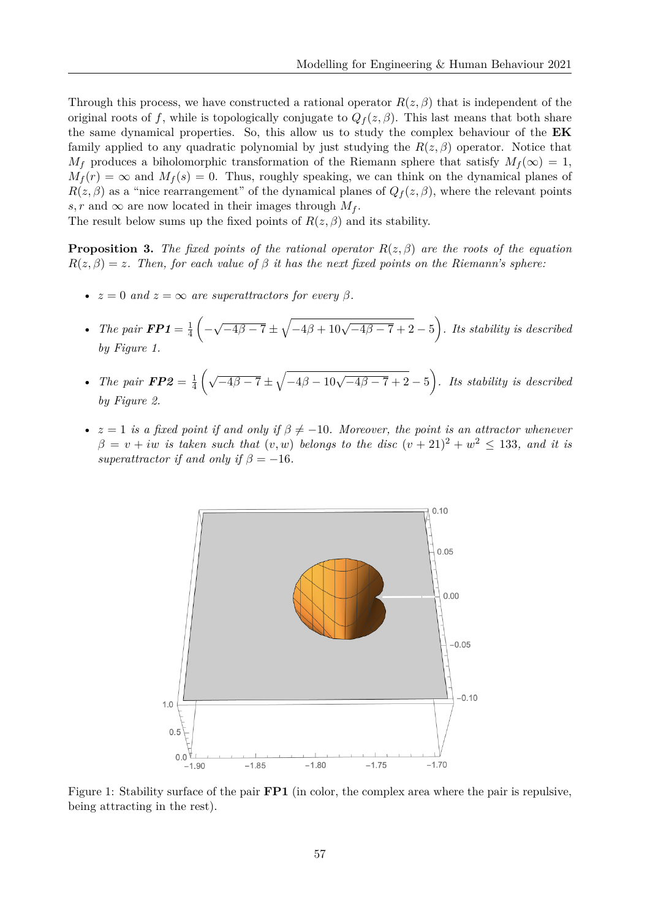Through this process, we have constructed a rational operator $R(z, \beta)$ that is independent of the original roots of $f$, while is topologically conjugate to $Q_f(z, \beta)$. This last means that both share the same dynamical properties. So, this allow us to study the complex behaviour of the **EK** family applied to any quadratic polynomial by just studying the $R(z, \beta)$ operator. Notice that $M_f$ produces a biholomorphic transformation of the Riemann sphere that satisfy $M_f(\infty) = 1$, $M_f(r) = \infty$ and $M_f(s) = 0$. Thus, roughly speaking, we can think on the dynamical planes of $R(z, \beta)$ as a "nice rearrangement" of the dynamical planes of $Q_f(z, \beta)$, where the relevant points $s, r$ and $\infty$ are now located in their images through $M_f$.

The result below sums up the fixed points of $R(z, \beta)$ and its stability.

**Proposition 3.** *The fixed points of the rational operator $R(z, \beta)$ are the roots of the equation $R(z, \beta) = z$. Then, for each value of $\beta$ it has the next fixed points on the Riemann's sphere:*

- *$z = 0$ and $z = \infty$ are superattractors for every $\beta$.*
- *The pair **FP1** $= \frac{1}{4}\left(-\sqrt{-4\beta - 7} \pm \sqrt{-4\beta + 10\sqrt{-4\beta - 7} + 2} - 5\right)$. Its stability is described by Figure 1.*
- *The pair **FP2** $= \frac{1}{4}\left(\sqrt{-4\beta - 7} \pm \sqrt{-4\beta - 10\sqrt{-4\beta - 7} + 2} - 5\right)$. Its stability is described by Figure 2.*
- *$z = 1$ is a fixed point if and only if $\beta \neq -10$. Moreover, the point is an attractor whenever $\beta = v + iw$ is taken such that $(v, w)$ belongs to the disc $(v + 21)^2 + w^2 \leq 133$, and it is superattractor if and only if $\beta = -16$.*

Figure 1: Stability surface of the pair **FP1** (in color, the complex area where the pair is repulsive, being attracting in the rest).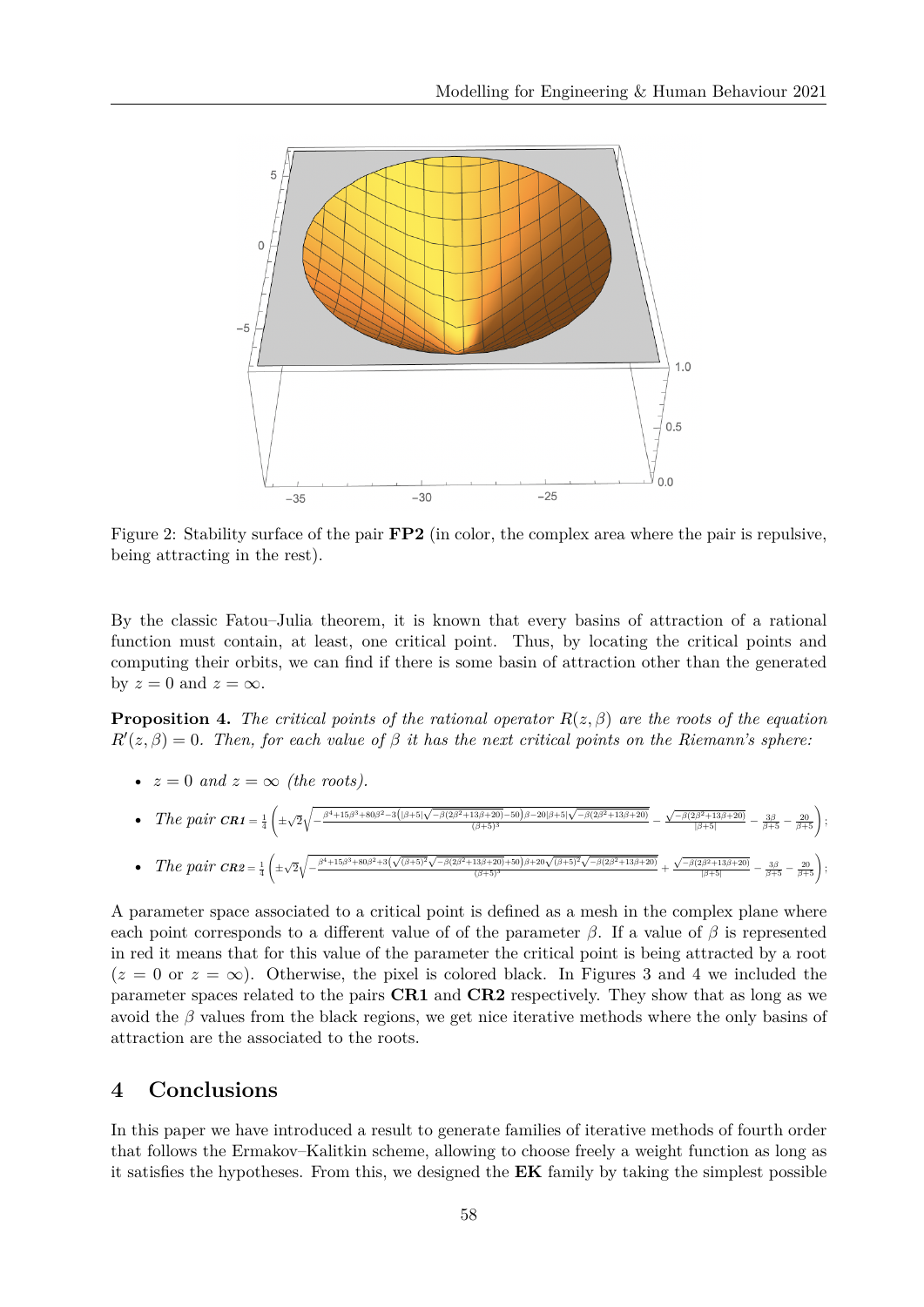Figure 2: Stability surface of the pair **FP2** (in color, the complex area where the pair is repulsive, being attracting in the rest).

By the classic Fatou–Julia theorem, it is known that every basins of attraction of a rational function must contain, at least, one critical point. Thus, by locating the critical points and computing their orbits, we can find if there is some basin of attraction other than the generated by $z = 0$ and $z = \infty$.

**Proposition 4.** *The critical points of the rational operator $R(z, \beta)$ are the roots of the equation $R'(z, \beta) = 0$. Then, for each value of $\beta$ it has the next critical points on the Riemann's sphere:*

- $z = 0$ *and* $z = \infty$ *(the roots).*
- *The pair* $\boldsymbol{CR1} = \frac{1}{4}\left(\pm\sqrt{2}\sqrt{-\frac{\beta^4+15\beta^3+80\beta^2-3\left(|\beta+5|\sqrt{-\beta(2\beta^2+13\beta+20)}-50\right)\beta-20|\beta+5|\sqrt{-\beta(2\beta^2+13\beta+20)}}{(\beta+5)^3}} - \frac{\sqrt{-\beta(2\beta^2+13\beta+20)}}{|\beta+5|} - \frac{3\beta}{\beta+5} - \frac{20}{\beta+5}\right);$
- *The pair* $\boldsymbol{CR2} = \frac{1}{4}\left(\pm\sqrt{2}\sqrt{-\frac{\beta^4+15\beta^3+80\beta^2+3\left(\sqrt{(\beta+5)^2}\sqrt{-\beta(2\beta^2+13\beta+20)}+50\right)\beta+20\sqrt{(\beta+5)^2}\sqrt{-\beta(2\beta^2+13\beta+20)}}{(\beta+5)^3}} + \frac{\sqrt{-\beta(2\beta^2+13\beta+20)}}{|\beta+5|} - \frac{3\beta}{\beta+5} - \frac{20}{\beta+5}\right);$

A parameter space associated to a critical point is defined as a mesh in the complex plane where each point corresponds to a different value of of the parameter $\beta$. If a value of $\beta$ is represented in red it means that for this value of the parameter the critical point is being attracted by a root ($z = 0$ or $z = \infty$). Otherwise, the pixel is colored black. In Figures 3 and 4 we included the parameter spaces related to the pairs **CR1** and **CR2** respectively. They show that as long as we avoid the $\beta$ values from the black regions, we get nice iterative methods where the only basins of attraction are the associated to the roots.

## 4 Conclusions

In this paper we have introduced a result to generate families of iterative methods of fourth order that follows the Ermakov–Kalitkin scheme, allowing to choose freely a weight function as long as it satisfies the hypotheses. From this, we designed the **EK** family by taking the simplest possible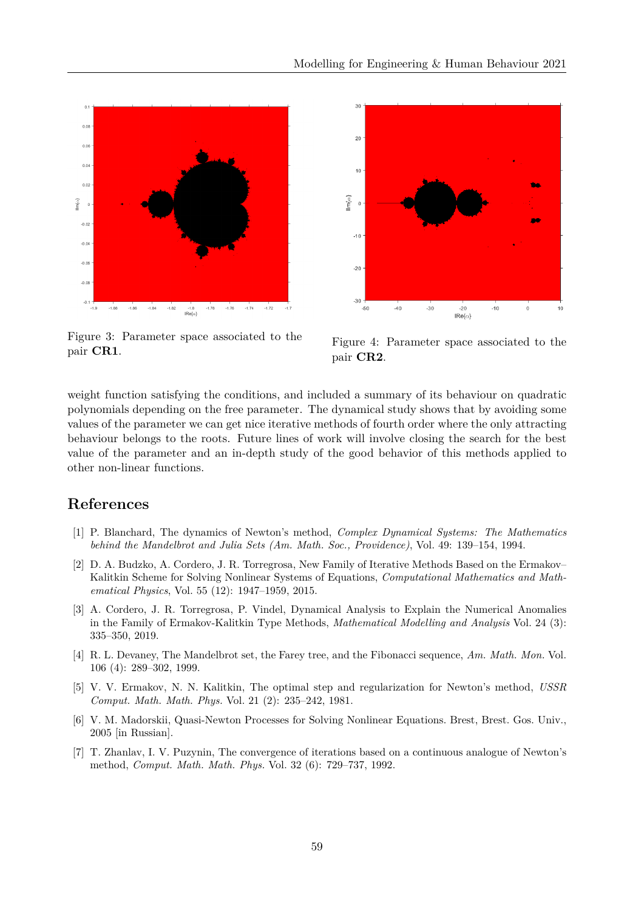0.1
0.08
0.06
0.04
0.02
0
-0.02
-0.04
-0.06
-0.08
-0.1
-1.9 -1.88 -1.86 -1.84 -1.82 -1.8 -1.78 -1.76 -1.74 -1.72 -1.7
$\mathrm{Re}\{\alpha\}$
$\mathrm{Im}\{\alpha\}$

Figure 3: Parameter space associated to the pair **CR1**.

30
20
10
0
-10
-20
-30
-50 -40 -30 -20 -10 0 10
$\mathrm{Re}\{\alpha\}$
$\mathrm{Im}\{\alpha\}$

Figure 4: Parameter space associated to the pair **CR2**.

weight function satisfying the conditions, and included a summary of its behaviour on quadratic polynomials depending on the free parameter. The dynamical study shows that by avoiding some values of the parameter we can get nice iterative methods of fourth order where the only attracting behaviour belongs to the roots. Future lines of work will involve closing the search for the best value of the parameter and an in-depth study of the good behavior of this methods applied to other non-linear functions.

## References

[1] P. Blanchard, The dynamics of Newton's method, *Complex Dynamical Systems: The Mathematics behind the Mandelbrot and Julia Sets (Am. Math. Soc., Providence)*, Vol. 49: 139–154, 1994.

[2] D. A. Budzko, A. Cordero, J. R. Torregrosa, New Family of Iterative Methods Based on the Ermakov–Kalitkin Scheme for Solving Nonlinear Systems of Equations, *Computational Mathematics and Mathematical Physics*, Vol. 55 (12): 1947–1959, 2015.

[3] A. Cordero, J. R. Torregrosa, P. Vindel, Dynamical Analysis to Explain the Numerical Anomalies in the Family of Ermakov-Kalitkin Type Methods, *Mathematical Modelling and Analysis* Vol. 24 (3): 335–350, 2019.

[4] R. L. Devaney, The Mandelbrot set, the Farey tree, and the Fibonacci sequence, *Am. Math. Mon.* Vol. 106 (4): 289–302, 1999.

[5] V. V. Ermakov, N. N. Kalitkin, The optimal step and regularization for Newton's method, *USSR Comput. Math. Math. Phys.* Vol. 21 (2): 235–242, 1981.

[6] V. M. Madorskii, Quasi-Newton Processes for Solving Nonlinear Equations. Brest, Brest. Gos. Univ., 2005 [in Russian].

[7] T. Zhanlav, I. V. Puzynin, The convergence of iterations based on a continuous analogue of Newton's method, *Comput. Math. Math. Phys.* Vol. 32 (6): 729–737, 1992.